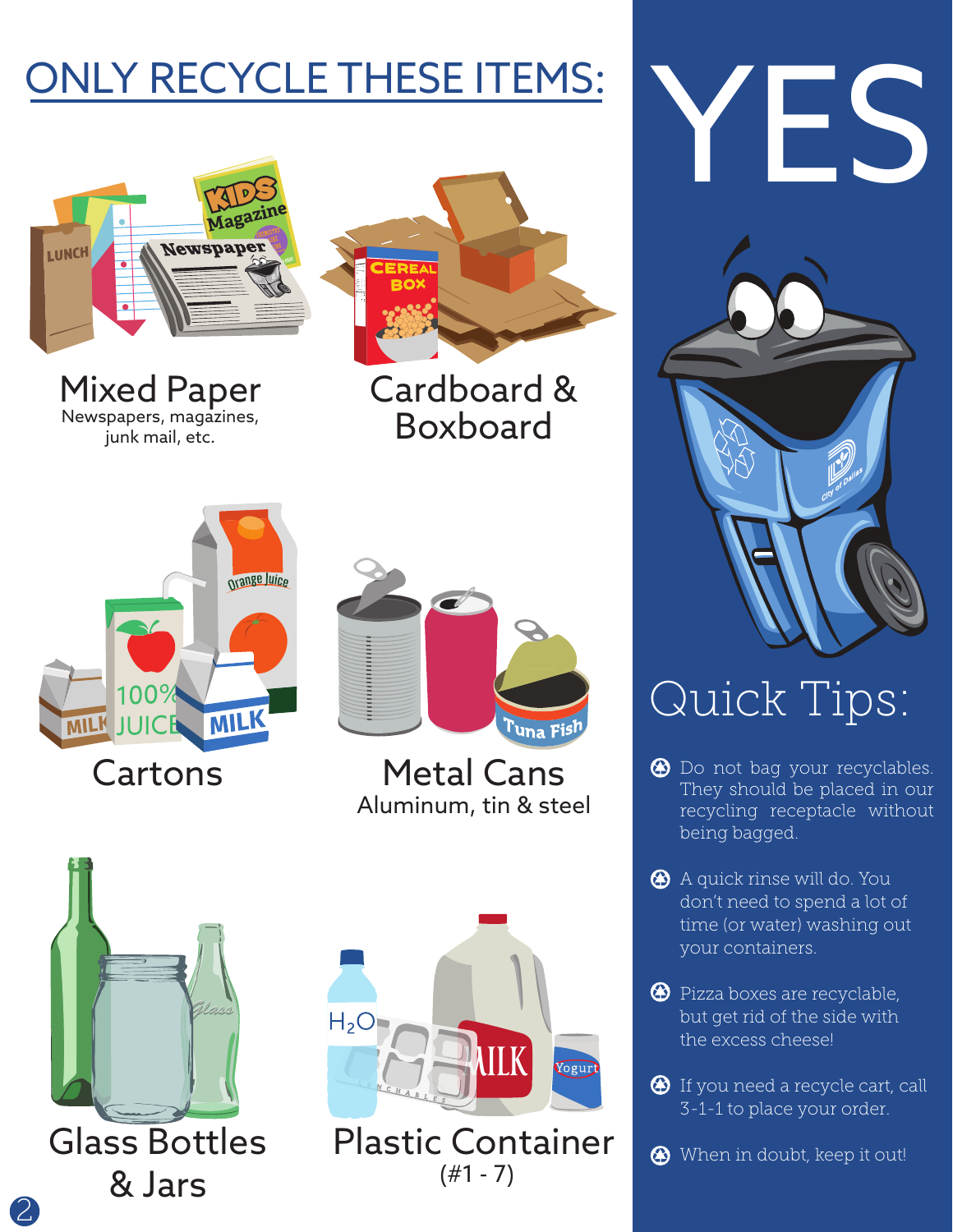# ONLY RECYCLE THESE ITEMS:

## Mixed Paper
Newspapers, magazines, junk mail, etc.

## Cardboard & Boxboard

## Cartons

## Metal Cans
Aluminum, tin & steel

## Glass Bottles & Jars

## Plastic Container
(#1 - 7)

# YES

## Quick Tips:

- Do not bag your recyclables. They should be placed in our recycling receptacle without being bagged.
- A quick rinse will do. You don't need to spend a lot of time (or water) washing out your containers.
- Pizza boxes are recyclable, but get rid of the side with the excess cheese!
- If you need a recycle cart, call 3-1-1 to place your order.
- When in doubt, keep it out!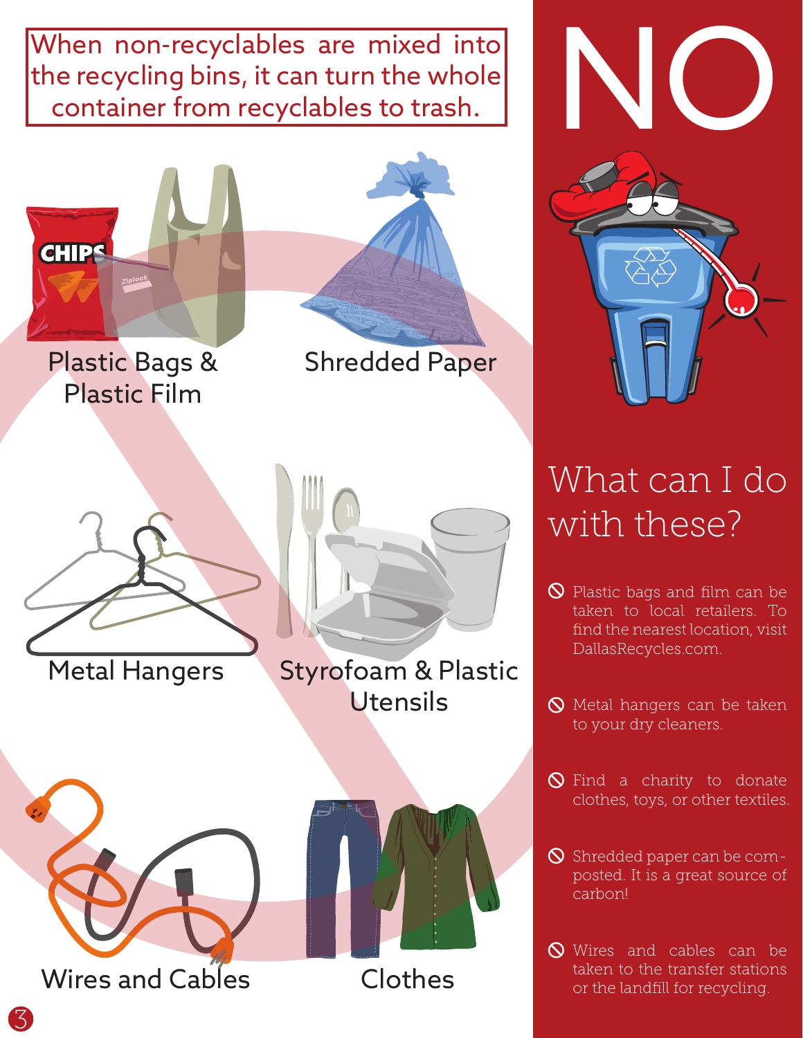When non-recyclables are mixed into the recycling bins, it can turn the whole container from recyclables to trash.

# NO

- Plastic Bags & Plastic Film
- Shredded Paper
- Metal Hangers
- Styrofoam & Plastic Utensils
- Wires and Cables
- Clothes

## What can I do with these?

- Plastic bags and film can be taken to local retailers. To find the nearest location, visit DallasRecycles.com.
- Metal hangers can be taken to your dry cleaners.
- Find a charity to donate clothes, toys, or other textiles.
- Shredded paper can be composted. It is a great source of carbon!
- Wires and cables can be taken to the transfer stations or the landfill for recycling.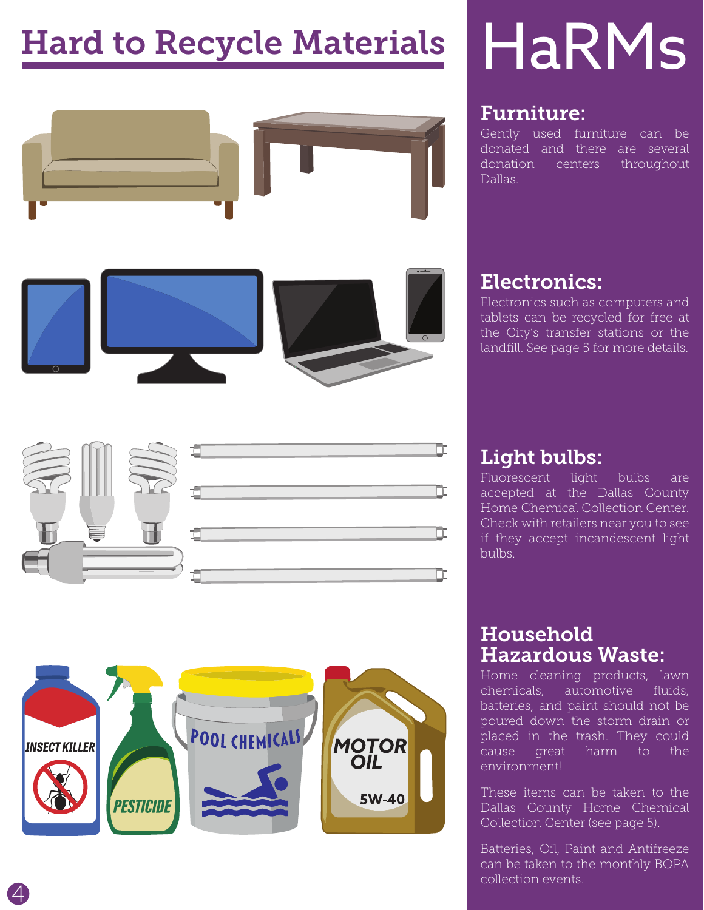# Hard to Recycle Materials

# HaRMs

## Furniture:

Gently used furniture can be donated and there are several donation centers throughout Dallas.

## Electronics:

Electronics such as computers and tablets can be recycled for free at the City's transfer stations or the landfill. See page 5 for more details.

## Light bulbs:

Fluorescent light bulbs are accepted at the Dallas County Home Chemical Collection Center. Check with retailers near you to see if they accept incandescent light bulbs.

## Household Hazardous Waste:

Home cleaning products, lawn chemicals, automotive fluids, batteries, and paint should not be poured down the storm drain or placed in the trash. They could cause great harm to the environment!

These items can be taken to the Dallas County Home Chemical Collection Center (see page 5).

Batteries, Oil, Paint and Antifreeze can be taken to the monthly BOPA collection events.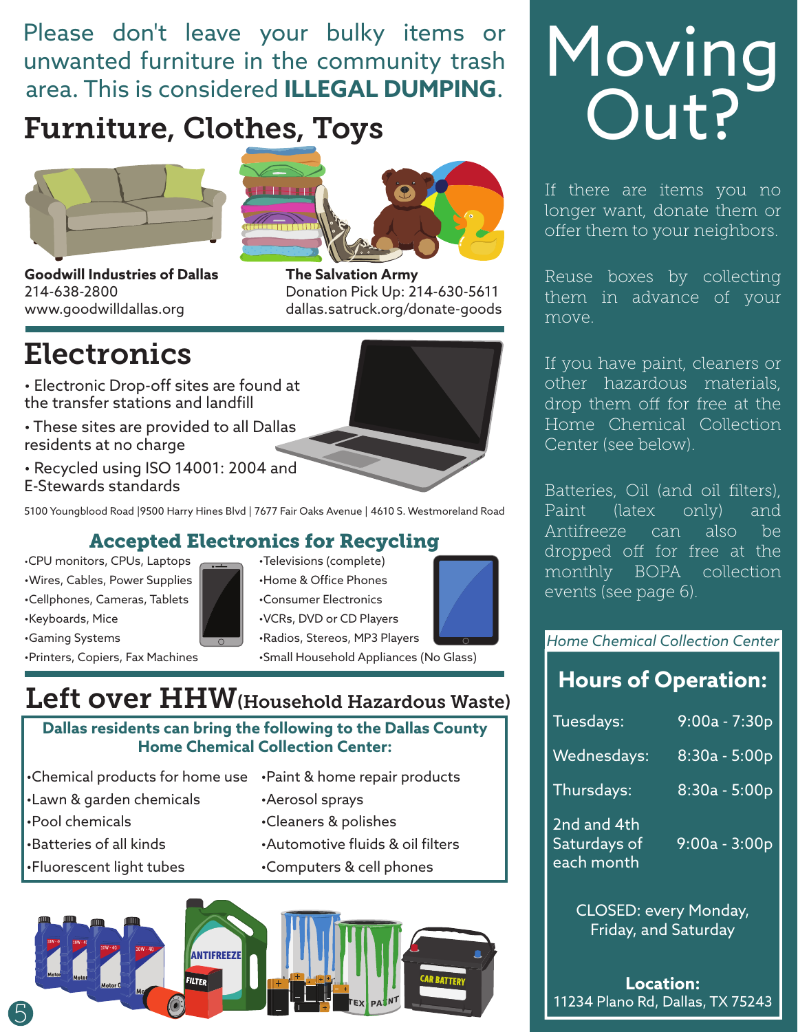Please don't leave your bulky items or unwanted furniture in the community trash area. This is considered **ILLEGAL DUMPING**.

## Furniture, Clothes, Toys

**Goodwill Industries of Dallas**
214-638-2800
www.goodwilldallas.org

**The Salvation Army**
Donation Pick Up: 214-630-5611
dallas.satruck.org/donate-goods

## Electronics

- Electronic Drop-off sites are found at the transfer stations and landfill
- These sites are provided to all Dallas residents at no charge
- Recycled using ISO 14001: 2004 and E-Stewards standards

5100 Youngblood Road | 9500 Harry Hines Blvd | 7677 Fair Oaks Avenue | 4610 S. Westmoreland Road

### Accepted Electronics for Recycling

- CPU monitors, CPUs, Laptops
- Wires, Cables, Power Supplies
- Cellphones, Cameras, Tablets
- Keyboards, Mice
- Gaming Systems
- Printers, Copiers, Fax Machines
- Televisions (complete)
- Home & Office Phones
- Consumer Electronics
- VCRs, DVD or CD Players
- Radios, Stereos, MP3 Players
- Small Household Appliances (No Glass)

## Left over HHW (Household Hazardous Waste)

**Dallas residents can bring the following to the Dallas County Home Chemical Collection Center:**

- Chemical products for home use
- Lawn & garden chemicals
- Pool chemicals
- Batteries of all kinds
- Fluorescent light tubes
- Paint & home repair products
- Aerosol sprays
- Cleaners & polishes
- Automotive fluids & oil filters
- Computers & cell phones

# Moving Out?

If there are items you no longer want, donate them or offer them to your neighbors.

Reuse boxes by collecting them in advance of your move.

If you have paint, cleaners or other hazardous materials, drop them off for free at the Home Chemical Collection Center (see below).

Batteries, Oil (and oil filters), Paint (latex only) and Antifreeze can also be dropped off for free at the monthly BOPA collection events (see page 6).

*Home Chemical Collection Center*

### Hours of Operation:

| Day | Hours |
|---|---|
| Tuesdays: | 9:00a - 7:30p |
| Wednesdays: | 8:30a - 5:00p |
| Thursdays: | 8:30a - 5:00p |
| 2nd and 4th Saturdays of each month | 9:00a - 3:00p |

CLOSED: every Monday, Friday, and Saturday

**Location:**
11234 Plano Rd, Dallas, TX 75243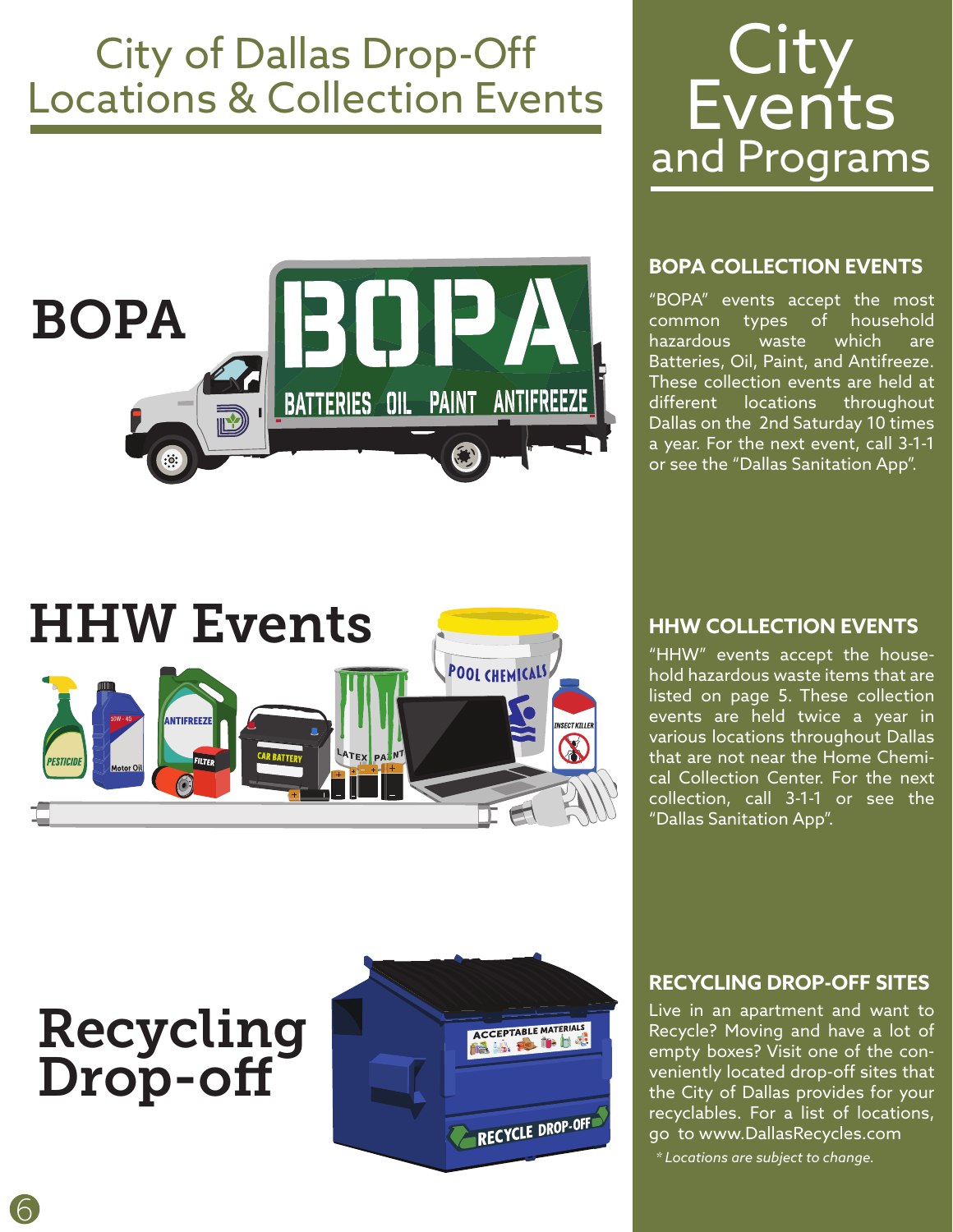# City of Dallas Drop-Off Locations & Collection Events

# City Events and Programs

## BOPA

### BOPA COLLECTION EVENTS

"BOPA" events accept the most common types of household hazardous waste which are Batteries, Oil, Paint, and Antifreeze. These collection events are held at different locations throughout Dallas on the 2nd Saturday 10 times a year. For the next event, call 3-1-1 or see the "Dallas Sanitation App".

## HHW Events

### HHW COLLECTION EVENTS

"HHW" events accept the household hazardous waste items that are listed on page 5. These collection events are held twice a year in various locations throughout Dallas that are not near the Home Chemical Collection Center. For the next collection, call 3-1-1 or see the "Dallas Sanitation App".

## Recycling Drop-off

### RECYCLING DROP-OFF SITES

Live in an apartment and want to Recycle? Moving and have a lot of empty boxes? Visit one of the conveniently located drop-off sites that the City of Dallas provides for your recyclables. For a list of locations, go to www.DallasRecycles.com

*\* Locations are subject to change.*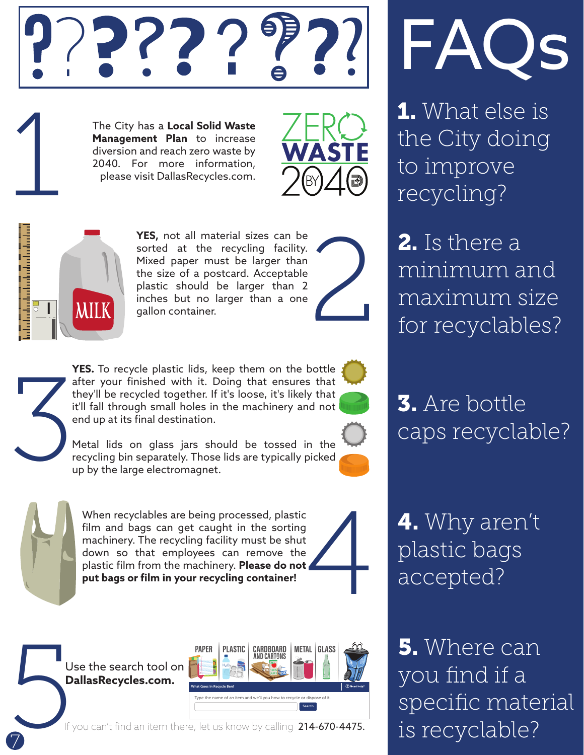# FAQs

**1.** What else is the City doing to improve recycling?

The City has a **Local Solid Waste Management Plan** to increase diversion and reach zero waste by 2040. For more information, please visit DallasRecycles.com.

ZERO WASTE BY 2040

**2.** Is there a minimum and maximum size for recyclables?

**YES,** not all material sizes can be sorted at the recycling facility. Mixed paper must be larger than the size of a postcard. Acceptable plastic should be larger than 2 inches but no larger than a one gallon container.

**3.** Are bottle caps recyclable?

**YES.** To recycle plastic lids, keep them on the bottle after your finished with it. Doing that ensures that they'll be recycled together. If it's loose, it's likely that it'll fall through small holes in the machinery and not end up at its final destination.

Metal lids on glass jars should be tossed in the recycling bin separately. Those lids are typically picked up by the large electromagnet.

**4.** Why aren't plastic bags accepted?

When recyclables are being processed, plastic film and bags can get caught in the sorting machinery. The recycling facility must be shut down so that employees can remove the plastic film from the machinery. **Please do not put bags or film in your recycling container!**

**5.** Where can you find if a specific material is recyclable?

Use the search tool on **DallasRecycles.com.**

PAPER | PLASTIC | CARDBOARD AND CARTONS | METAL | GLASS

What Goes In Recycle Bin? — Need help?

Type the name of an item and we'll you how to recycle or dispose of it.

Search

If you can't find an item there, let us know by calling 214-670-4475.